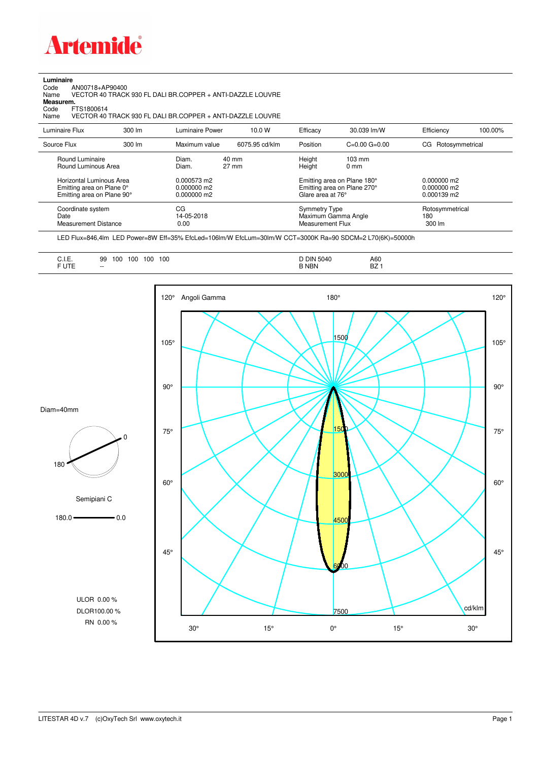# Artemide

**Luminaire**

Code AN00718+AP90400

Name VECTOR 40 TRACK 930 FL DALI BR.COPPER + ANTI-DAZZLE LOUVRE

**Measurem.**

Code FTS1800614

Name VECTOR 40 TRACK 930 FL DALI BR.COPPER + ANTI-DAZZLE LOUVRE

| Luminaire Flux | 300 lm | Luminaire Power | 10.0 W | Efficacy | 30.039 lm/W | Efficiency | 100.00% |
|---|---|---|---|---|---|---|---|
| Source Flux | 300 lm | Maximum value | 6075.95 cd/klm | Position | C=0.00 G=0.00 | CG Rotosymmetrical | |

| | | | | |
|---|---|---|---|---|
| Round Luminaire | Diam. 40 mm | Height 103 mm | | |
| Round Luminous Area | Diam. 27 mm | Height 0 mm | | |
| Horizontal Luminous Area | 0.000573 m2 | Emitting area on Plane 180° | 0.000000 m2 | |
| Emitting area on Plane 0° | 0.000000 m2 | Emitting area on Plane 270° | 0.000000 m2 | |
| Emitting area on Plane 90° | 0.000000 m2 | Glare area at 76° | 0.000139 m2 | |

| | | | |
|---|---|---|---|
| Coordinate system | CG | Symmetry Type | Rotosymmetrical |
| Date | 14-05-2018 | Maximum Gamma Angle | 180 |
| Measurement Distance | 0.00 | Measurement Flux | 300 lm |

LED Flux=846,4lm LED Power=8W Eff=35% EfcLed=106lm/W EfcLum=30lm/W CCT=3000K Ra=90 SDCM=2 L70(6K)=50000h

| | | | |
|---|---|---|---|
| C.I.E. | 99 100 100 100 100 | D DIN 5040 | A60 |
| F UTE | -- | B NBN | BZ 1 |

Diam=40mm

Semipiani C

180.0 — 0.0

ULOR 0.00 %

DLOR100.00 %

RN 0.00 %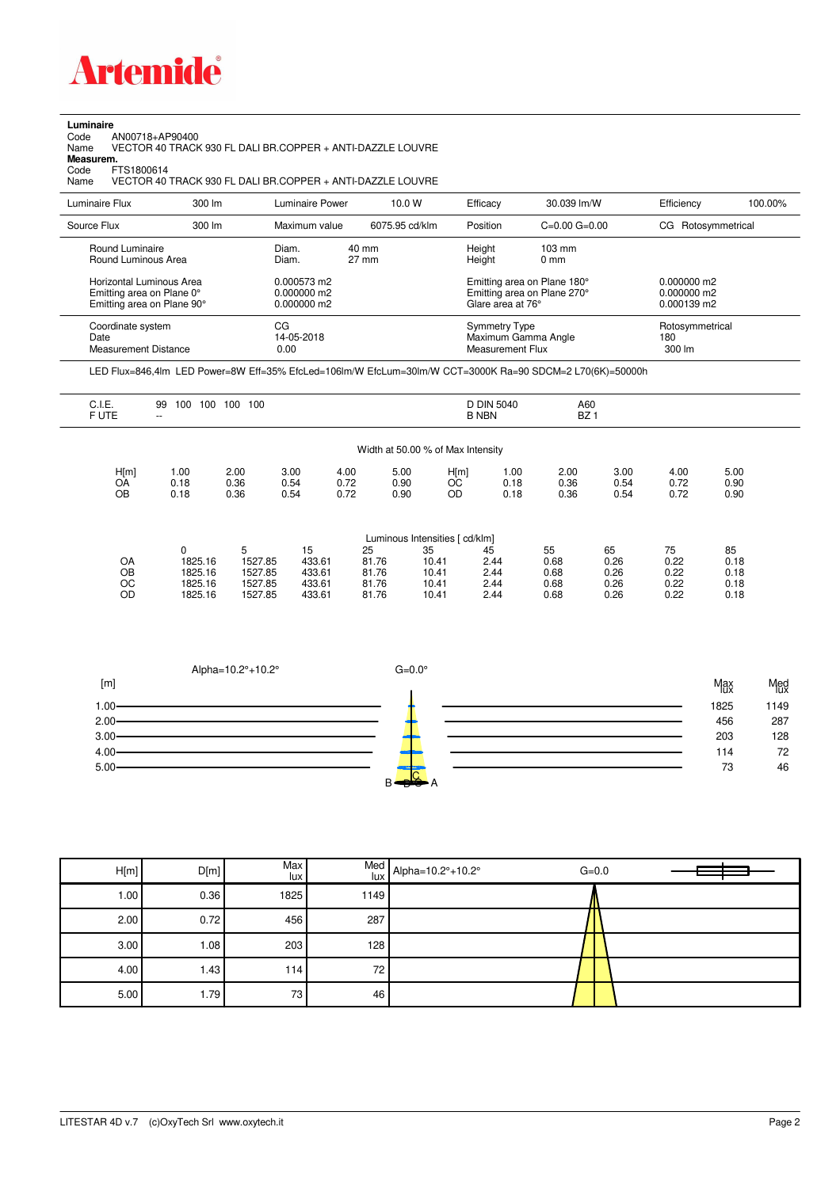# Artemide

**Luminaire**
Code AN00718+AP90400
Name VECTOR 40 TRACK 930 FL DALI BR.COPPER + ANTI-DAZZLE LOUVRE
**Measurem.**
Code FTS1800614
Name VECTOR 40 TRACK 930 FL DALI BR.COPPER + ANTI-DAZZLE LOUVRE

| | | | | | | | |
|---|---|---|---|---|---|---|---|
| Luminaire Flux | 300 lm | Luminaire Power | 10.0 W | Efficacy | 30.039 lm/W | Efficiency | 100.00% |
| Source Flux | 300 lm | Maximum value | 6075.95 cd/klm | Position | C=0.00 G=0.00 | CG | Rotosymmetrical |

| | | | | | | |
|---|---|---|---|---|---|---|
| Round Luminaire | Diam. | 40 mm | Height | 103 mm | | |
| Round Luminous Area | Diam. | 27 mm | Height | 0 mm | | |
| Horizontal Luminous Area | 0.000573 m2 | | Emitting area on Plane 180° | | 0.000000 m2 | |
| Emitting area on Plane 0° | 0.000000 m2 | | Emitting area on Plane 270° | | 0.000000 m2 | |
| Emitting area on Plane 90° | 0.000000 m2 | | Glare area at 76° | | 0.000139 m2 | |

| | | | |
|---|---|---|---|
| Coordinate system | CG | Symmetry Type | Rotosymmetrical |
| Date | 14-05-2018 | Maximum Gamma Angle | 180 |
| Measurement Distance | 0.00 | Measurement Flux | 300 lm |

LED Flux=846,4lm LED Power=8W Eff=35% EfcLed=106lm/W EfcLum=30lm/W CCT=3000K Ra=90 SDCM=2 L70(6K)=50000h

| | | | |
|---|---|---|---|
| C.I.E. | 99 100 100 100 100 | D DIN 5040 | A60 |
| F UTE | -- | B NBN | BZ 1 |

Width at 50.00 % of Max Intensity

| H[m] | 1.00 | 2.00 | 3.00 | 4.00 | 5.00 | H[m] | 1.00 | 2.00 | 3.00 | 4.00 | 5.00 |
|---|---|---|---|---|---|---|---|---|---|---|---|
| OA | 0.18 | 0.36 | 0.54 | 0.72 | 0.90 | OC | 0.18 | 0.36 | 0.54 | 0.72 | 0.90 |
| OB | 0.18 | 0.36 | 0.54 | 0.72 | 0.90 | OD | 0.18 | 0.36 | 0.54 | 0.72 | 0.90 |

Luminous Intensities [ cd/klm]

| | 0 | 5 | 15 | 25 | 35 | 45 | 55 | 65 | 75 | 85 |
|---|---|---|---|---|---|---|---|---|---|---|
| OA | 1825.16 | 1527.85 | 433.61 | 81.76 | 10.41 | 2.44 | 0.68 | 0.26 | 0.22 | 0.18 |
| OB | 1825.16 | 1527.85 | 433.61 | 81.76 | 10.41 | 2.44 | 0.68 | 0.26 | 0.22 | 0.18 |
| OC | 1825.16 | 1527.85 | 433.61 | 81.76 | 10.41 | 2.44 | 0.68 | 0.26 | 0.22 | 0.18 |
| OD | 1825.16 | 1527.85 | 433.61 | 81.76 | 10.41 | 2.44 | 0.68 | 0.26 | 0.22 | 0.18 |

Alpha=10.2°+10.2°
G=0.0°
[m]
Max lux
Med lux
1.00 1825 1149
2.00 456 287
3.00 203 128
4.00 114 72
5.00 73 46
B D C A

| H[m] | D[m] | Max lux | Med lux | Alpha=10.2°+10.2° G=0.0 |
|---|---|---|---|---|
| 1.00 | 0.36 | 1825 | 1149 | |
| 2.00 | 0.72 | 456 | 287 | |
| 3.00 | 1.08 | 203 | 128 | |
| 4.00 | 1.43 | 114 | 72 | |
| 5.00 | 1.79 | 73 | 46 | |

LITESTAR 4D v.7 (c)OxyTech Srl www.oxytech.it